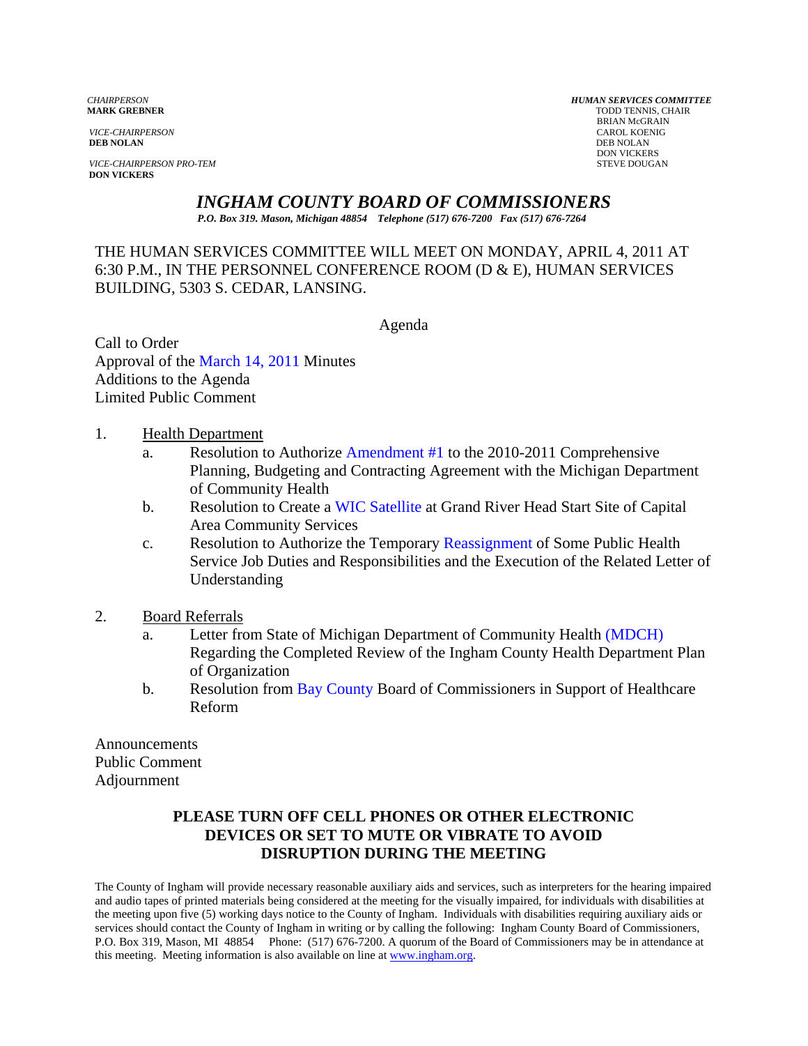*CHAIRPERSON*
**MARK GREBNER**

*VICE-CHAIRPERSON*
**DEB NOLAN**

*VICE-CHAIRPERSON PRO-TEM*
**DON VICKERS**

***HUMAN SERVICES COMMITTEE***
TODD TENNIS, CHAIR
BRIAN McGRAIN
CAROL KOENIG
DEB NOLAN
DON VICKERS
STEVE DOUGAN

# *INGHAM COUNTY BOARD OF COMMISSIONERS*

***P.O. Box 319. Mason, Michigan 48854 Telephone (517) 676-7200 Fax (517) 676-7264***

THE HUMAN SERVICES COMMITTEE WILL MEET ON MONDAY, APRIL 4, 2011 AT 6:30 P.M., IN THE PERSONNEL CONFERENCE ROOM (D & E), HUMAN SERVICES BUILDING, 5303 S. CEDAR, LANSING.

Agenda

Call to Order
Approval of the March 14, 2011 Minutes
Additions to the Agenda
Limited Public Comment

1. Health Department
   a. Resolution to Authorize Amendment #1 to the 2010-2011 Comprehensive Planning, Budgeting and Contracting Agreement with the Michigan Department of Community Health
   b. Resolution to Create a WIC Satellite at Grand River Head Start Site of Capital Area Community Services
   c. Resolution to Authorize the Temporary Reassignment of Some Public Health Service Job Duties and Responsibilities and the Execution of the Related Letter of Understanding

2. Board Referrals
   a. Letter from State of Michigan Department of Community Health (MDCH) Regarding the Completed Review of the Ingham County Health Department Plan of Organization
   b. Resolution from Bay County Board of Commissioners in Support of Healthcare Reform

Announcements
Public Comment
Adjournment

**PLEASE TURN OFF CELL PHONES OR OTHER ELECTRONIC DEVICES OR SET TO MUTE OR VIBRATE TO AVOID DISRUPTION DURING THE MEETING**

The County of Ingham will provide necessary reasonable auxiliary aids and services, such as interpreters for the hearing impaired and audio tapes of printed materials being considered at the meeting for the visually impaired, for individuals with disabilities at the meeting upon five (5) working days notice to the County of Ingham. Individuals with disabilities requiring auxiliary aids or services should contact the County of Ingham in writing or by calling the following: Ingham County Board of Commissioners, P.O. Box 319, Mason, MI 48854 Phone: (517) 676-7200. A quorum of the Board of Commissioners may be in attendance at this meeting. Meeting information is also available on line at www.ingham.org.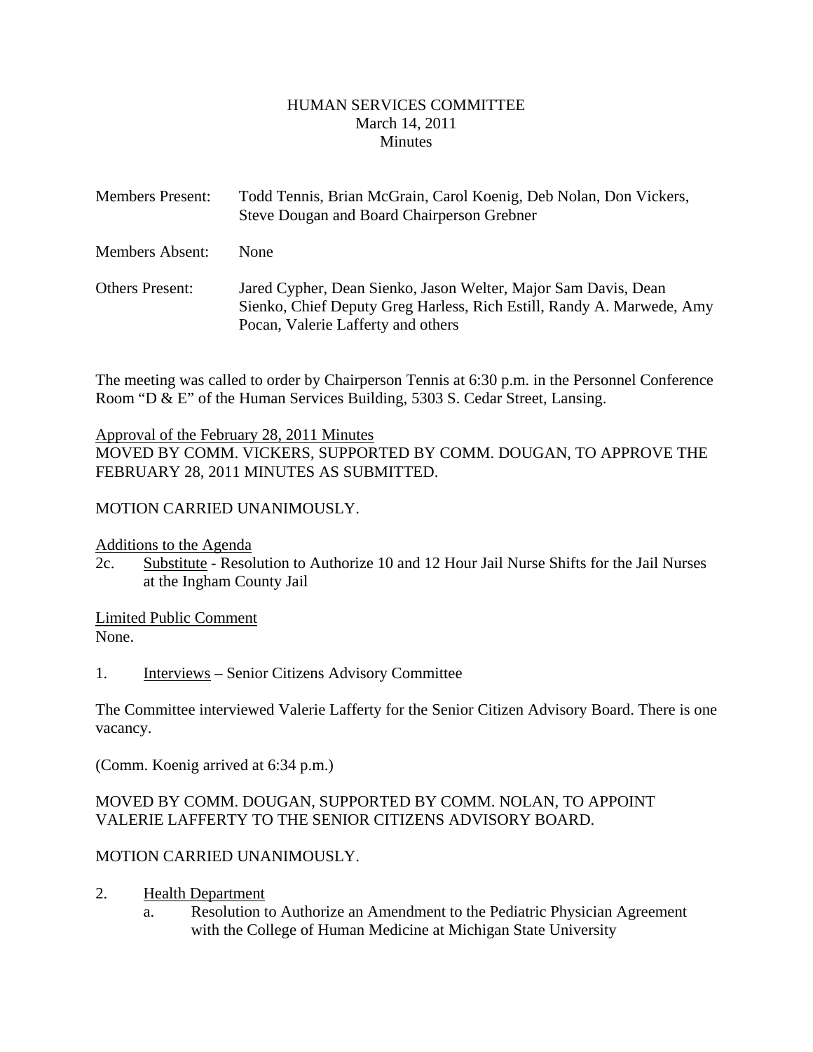# HUMAN SERVICES COMMITTEE
March 14, 2011
Minutes

Members Present: Todd Tennis, Brian McGrain, Carol Koenig, Deb Nolan, Don Vickers, Steve Dougan and Board Chairperson Grebner

Members Absent: None

Others Present: Jared Cypher, Dean Sienko, Jason Welter, Major Sam Davis, Dean Sienko, Chief Deputy Greg Harless, Rich Estill, Randy A. Marwede, Amy Pocan, Valerie Lafferty and others

The meeting was called to order by Chairperson Tennis at 6:30 p.m. in the Personnel Conference Room "D & E" of the Human Services Building, 5303 S. Cedar Street, Lansing.

Approval of the February 28, 2011 Minutes
MOVED BY COMM. VICKERS, SUPPORTED BY COMM. DOUGAN, TO APPROVE THE FEBRUARY 28, 2011 MINUTES AS SUBMITTED.

MOTION CARRIED UNANIMOUSLY.

Additions to the Agenda

2c. Substitute - Resolution to Authorize 10 and 12 Hour Jail Nurse Shifts for the Jail Nurses at the Ingham County Jail

Limited Public Comment
None.

1. Interviews – Senior Citizens Advisory Committee

The Committee interviewed Valerie Lafferty for the Senior Citizen Advisory Board. There is one vacancy.

(Comm. Koenig arrived at 6:34 p.m.)

MOVED BY COMM. DOUGAN, SUPPORTED BY COMM. NOLAN, TO APPOINT VALERIE LAFFERTY TO THE SENIOR CITIZENS ADVISORY BOARD.

MOTION CARRIED UNANIMOUSLY.

2. Health Department
   a. Resolution to Authorize an Amendment to the Pediatric Physician Agreement with the College of Human Medicine at Michigan State University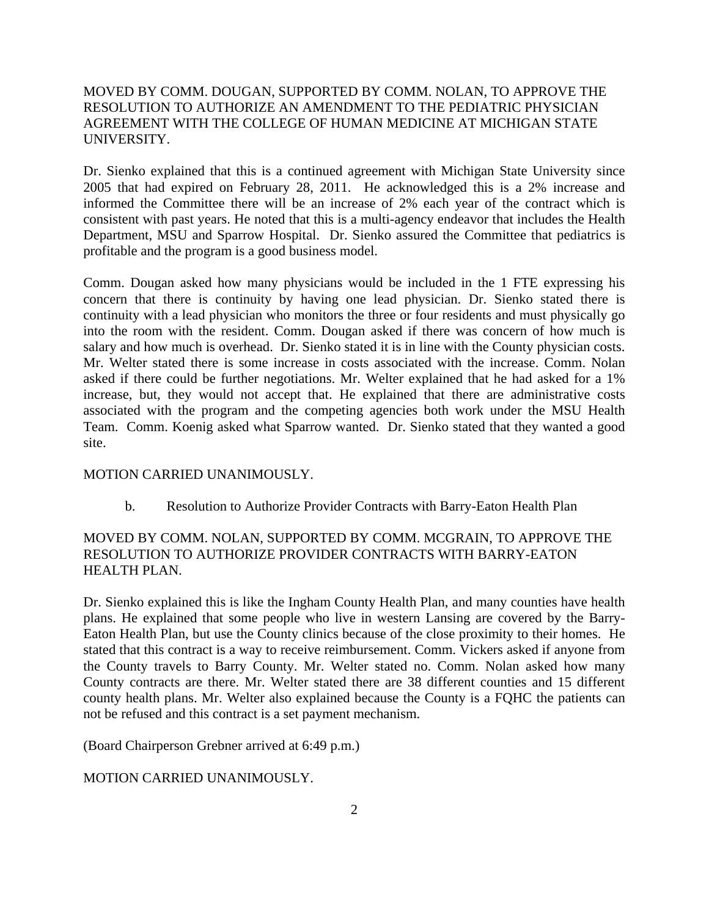MOVED BY COMM. DOUGAN, SUPPORTED BY COMM. NOLAN, TO APPROVE THE RESOLUTION TO AUTHORIZE AN AMENDMENT TO THE PEDIATRIC PHYSICIAN AGREEMENT WITH THE COLLEGE OF HUMAN MEDICINE AT MICHIGAN STATE UNIVERSITY.

Dr. Sienko explained that this is a continued agreement with Michigan State University since 2005 that had expired on February 28, 2011. He acknowledged this is a 2% increase and informed the Committee there will be an increase of 2% each year of the contract which is consistent with past years. He noted that this is a multi-agency endeavor that includes the Health Department, MSU and Sparrow Hospital. Dr. Sienko assured the Committee that pediatrics is profitable and the program is a good business model.

Comm. Dougan asked how many physicians would be included in the 1 FTE expressing his concern that there is continuity by having one lead physician. Dr. Sienko stated there is continuity with a lead physician who monitors the three or four residents and must physically go into the room with the resident. Comm. Dougan asked if there was concern of how much is salary and how much is overhead. Dr. Sienko stated it is in line with the County physician costs. Mr. Welter stated there is some increase in costs associated with the increase. Comm. Nolan asked if there could be further negotiations. Mr. Welter explained that he had asked for a 1% increase, but, they would not accept that. He explained that there are administrative costs associated with the program and the competing agencies both work under the MSU Health Team. Comm. Koenig asked what Sparrow wanted. Dr. Sienko stated that they wanted a good site.

MOTION CARRIED UNANIMOUSLY.

b. Resolution to Authorize Provider Contracts with Barry-Eaton Health Plan

MOVED BY COMM. NOLAN, SUPPORTED BY COMM. MCGRAIN, TO APPROVE THE RESOLUTION TO AUTHORIZE PROVIDER CONTRACTS WITH BARRY-EATON HEALTH PLAN.

Dr. Sienko explained this is like the Ingham County Health Plan, and many counties have health plans. He explained that some people who live in western Lansing are covered by the Barry-Eaton Health Plan, but use the County clinics because of the close proximity to their homes. He stated that this contract is a way to receive reimbursement. Comm. Vickers asked if anyone from the County travels to Barry County. Mr. Welter stated no. Comm. Nolan asked how many County contracts are there. Mr. Welter stated there are 38 different counties and 15 different county health plans. Mr. Welter also explained because the County is a FQHC the patients can not be refused and this contract is a set payment mechanism.

(Board Chairperson Grebner arrived at 6:49 p.m.)

MOTION CARRIED UNANIMOUSLY.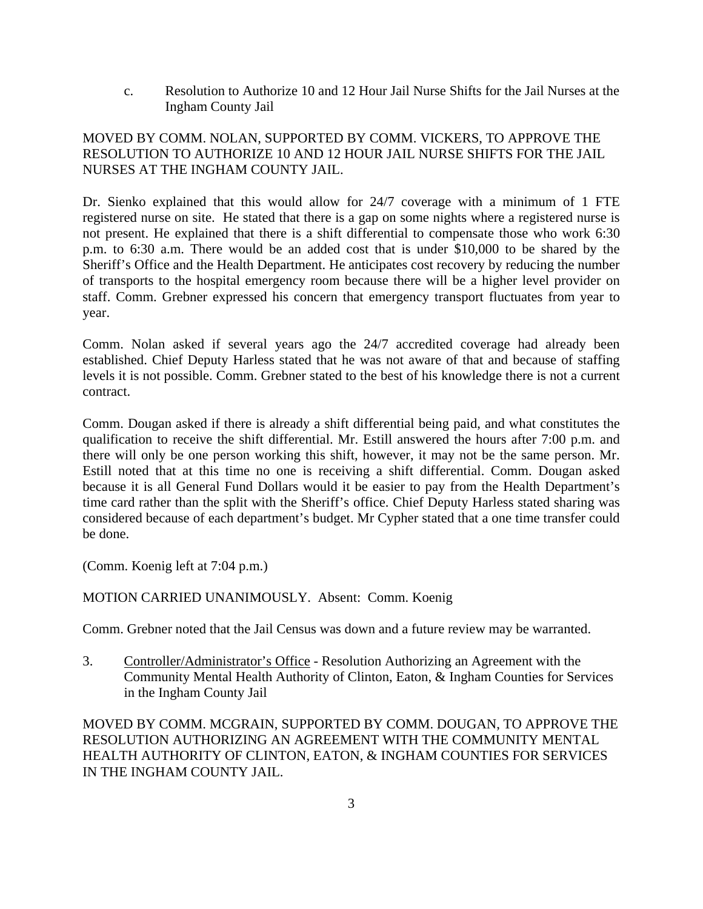c. Resolution to Authorize 10 and 12 Hour Jail Nurse Shifts for the Jail Nurses at the Ingham County Jail

MOVED BY COMM. NOLAN, SUPPORTED BY COMM. VICKERS, TO APPROVE THE RESOLUTION TO AUTHORIZE 10 AND 12 HOUR JAIL NURSE SHIFTS FOR THE JAIL NURSES AT THE INGHAM COUNTY JAIL.

Dr. Sienko explained that this would allow for 24/7 coverage with a minimum of 1 FTE registered nurse on site. He stated that there is a gap on some nights where a registered nurse is not present. He explained that there is a shift differential to compensate those who work 6:30 p.m. to 6:30 a.m. There would be an added cost that is under $10,000 to be shared by the Sheriff's Office and the Health Department. He anticipates cost recovery by reducing the number of transports to the hospital emergency room because there will be a higher level provider on staff. Comm. Grebner expressed his concern that emergency transport fluctuates from year to year.

Comm. Nolan asked if several years ago the 24/7 accredited coverage had already been established. Chief Deputy Harless stated that he was not aware of that and because of staffing levels it is not possible. Comm. Grebner stated to the best of his knowledge there is not a current contract.

Comm. Dougan asked if there is already a shift differential being paid, and what constitutes the qualification to receive the shift differential. Mr. Estill answered the hours after 7:00 p.m. and there will only be one person working this shift, however, it may not be the same person. Mr. Estill noted that at this time no one is receiving a shift differential. Comm. Dougan asked because it is all General Fund Dollars would it be easier to pay from the Health Department's time card rather than the split with the Sheriff's office. Chief Deputy Harless stated sharing was considered because of each department's budget. Mr Cypher stated that a one time transfer could be done.

(Comm. Koenig left at 7:04 p.m.)

MOTION CARRIED UNANIMOUSLY. Absent: Comm. Koenig

Comm. Grebner noted that the Jail Census was down and a future review may be warranted.

3. Controller/Administrator's Office - Resolution Authorizing an Agreement with the Community Mental Health Authority of Clinton, Eaton, & Ingham Counties for Services in the Ingham County Jail

MOVED BY COMM. MCGRAIN, SUPPORTED BY COMM. DOUGAN, TO APPROVE THE RESOLUTION AUTHORIZING AN AGREEMENT WITH THE COMMUNITY MENTAL HEALTH AUTHORITY OF CLINTON, EATON, & INGHAM COUNTIES FOR SERVICES IN THE INGHAM COUNTY JAIL.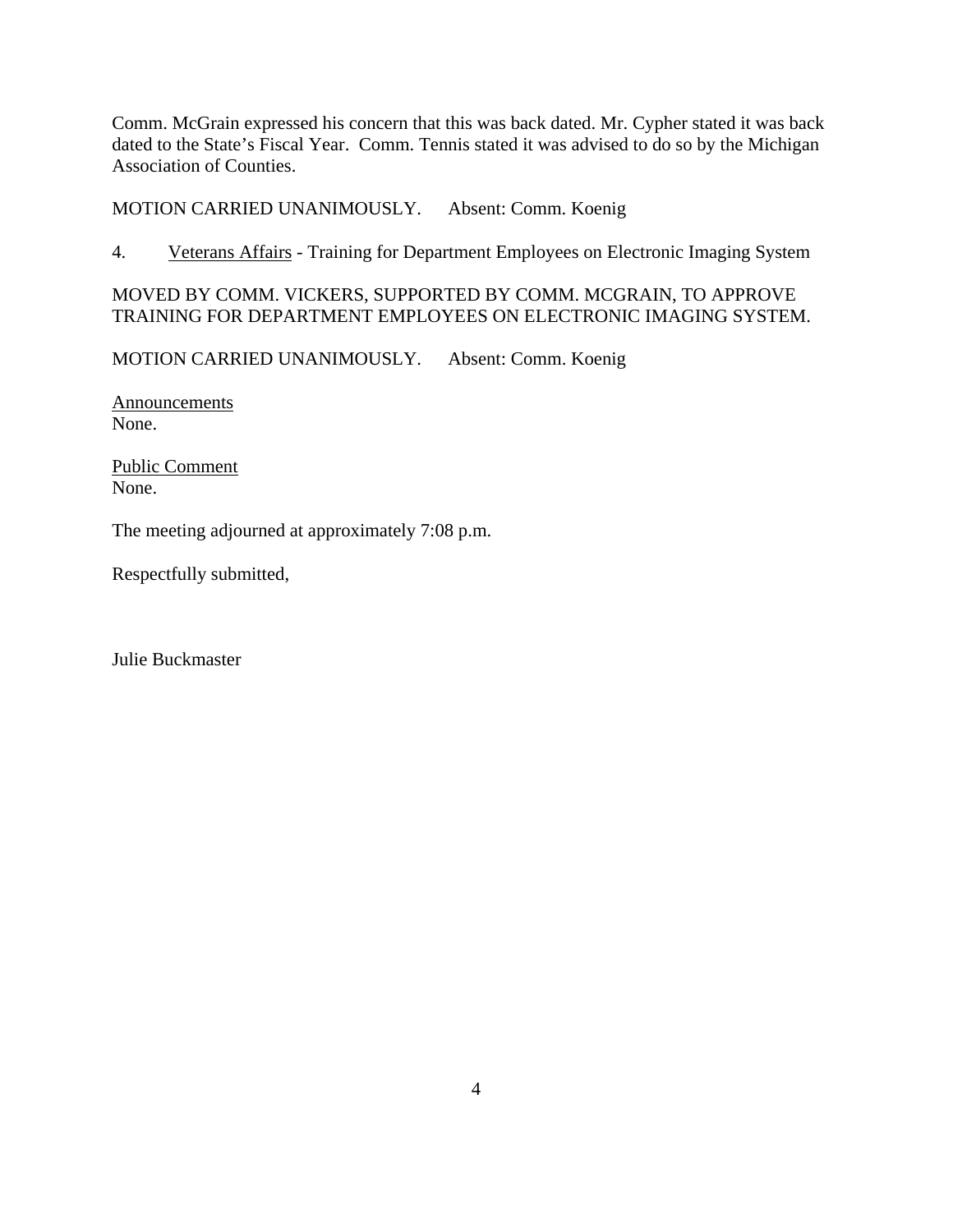Comm. McGrain expressed his concern that this was back dated. Mr. Cypher stated it was back dated to the State's Fiscal Year. Comm. Tennis stated it was advised to do so by the Michigan Association of Counties.

MOTION CARRIED UNANIMOUSLY. Absent: Comm. Koenig

4. Veterans Affairs - Training for Department Employees on Electronic Imaging System

MOVED BY COMM. VICKERS, SUPPORTED BY COMM. MCGRAIN, TO APPROVE TRAINING FOR DEPARTMENT EMPLOYEES ON ELECTRONIC IMAGING SYSTEM.

MOTION CARRIED UNANIMOUSLY. Absent: Comm. Koenig

Announcements
None.

Public Comment
None.

The meeting adjourned at approximately 7:08 p.m.

Respectfully submitted,

Julie Buckmaster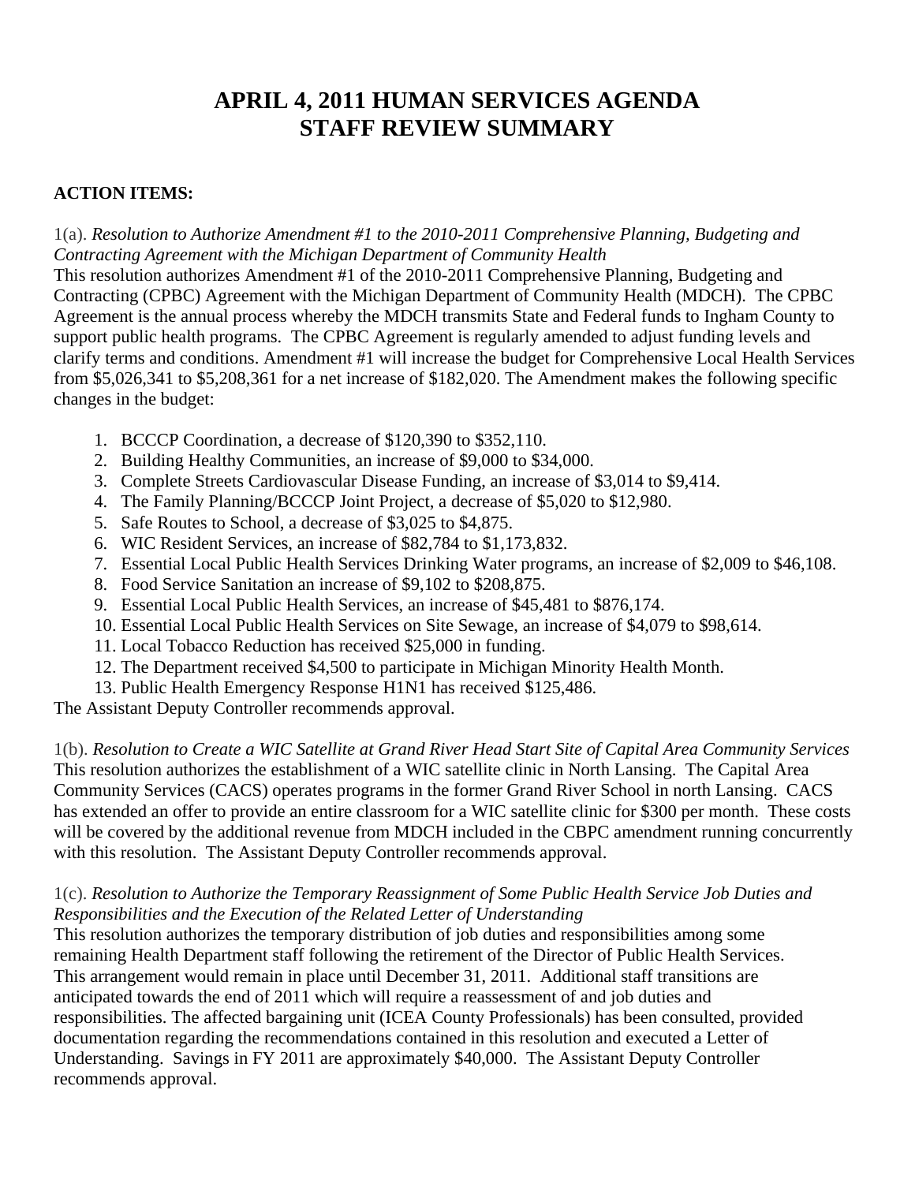# APRIL 4, 2011 HUMAN SERVICES AGENDA STAFF REVIEW SUMMARY

**ACTION ITEMS:**

1(a). *Resolution to Authorize Amendment #1 to the 2010-2011 Comprehensive Planning, Budgeting and Contracting Agreement with the Michigan Department of Community Health*

This resolution authorizes Amendment #1 of the 2010-2011 Comprehensive Planning, Budgeting and Contracting (CPBC) Agreement with the Michigan Department of Community Health (MDCH). The CPBC Agreement is the annual process whereby the MDCH transmits State and Federal funds to Ingham County to support public health programs. The CPBC Agreement is regularly amended to adjust funding levels and clarify terms and conditions. Amendment #1 will increase the budget for Comprehensive Local Health Services from $5,026,341 to $5,208,361 for a net increase of $182,020. The Amendment makes the following specific changes in the budget:

1. BCCCP Coordination, a decrease of $120,390 to $352,110.
2. Building Healthy Communities, an increase of $9,000 to $34,000.
3. Complete Streets Cardiovascular Disease Funding, an increase of $3,014 to $9,414.
4. The Family Planning/BCCCP Joint Project, a decrease of $5,020 to $12,980.
5. Safe Routes to School, a decrease of $3,025 to $4,875.
6. WIC Resident Services, an increase of $82,784 to $1,173,832.
7. Essential Local Public Health Services Drinking Water programs, an increase of $2,009 to $46,108.
8. Food Service Sanitation an increase of $9,102 to $208,875.
9. Essential Local Public Health Services, an increase of $45,481 to $876,174.
10. Essential Local Public Health Services on Site Sewage, an increase of $4,079 to $98,614.
11. Local Tobacco Reduction has received $25,000 in funding.
12. The Department received $4,500 to participate in Michigan Minority Health Month.
13. Public Health Emergency Response H1N1 has received $125,486.

The Assistant Deputy Controller recommends approval.

1(b). *Resolution to Create a WIC Satellite at Grand River Head Start Site of Capital Area Community Services*

This resolution authorizes the establishment of a WIC satellite clinic in North Lansing. The Capital Area Community Services (CACS) operates programs in the former Grand River School in north Lansing. CACS has extended an offer to provide an entire classroom for a WIC satellite clinic for $300 per month. These costs will be covered by the additional revenue from MDCH included in the CBPC amendment running concurrently with this resolution. The Assistant Deputy Controller recommends approval.

1(c). *Resolution to Authorize the Temporary Reassignment of Some Public Health Service Job Duties and Responsibilities and the Execution of the Related Letter of Understanding*

This resolution authorizes the temporary distribution of job duties and responsibilities among some remaining Health Department staff following the retirement of the Director of Public Health Services. This arrangement would remain in place until December 31, 2011. Additional staff transitions are anticipated towards the end of 2011 which will require a reassessment of and job duties and responsibilities. The affected bargaining unit (ICEA County Professionals) has been consulted, provided documentation regarding the recommendations contained in this resolution and executed a Letter of Understanding. Savings in FY 2011 are approximately $40,000. The Assistant Deputy Controller recommends approval.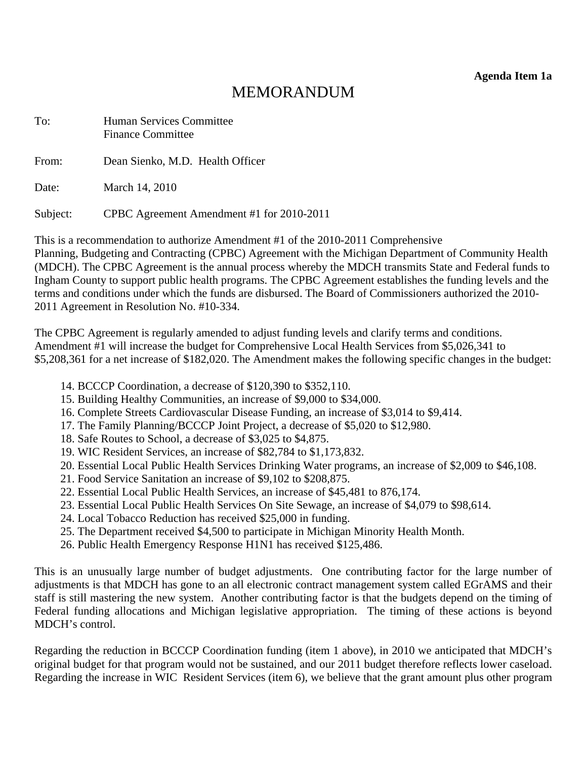**Agenda Item 1a**

# MEMORANDUM

To: Human Services Committee
Finance Committee

From: Dean Sienko, M.D. Health Officer

Date: March 14, 2010

Subject: CPBC Agreement Amendment #1 for 2010-2011

This is a recommendation to authorize Amendment #1 of the 2010-2011 Comprehensive Planning, Budgeting and Contracting (CPBC) Agreement with the Michigan Department of Community Health (MDCH). The CPBC Agreement is the annual process whereby the MDCH transmits State and Federal funds to Ingham County to support public health programs. The CPBC Agreement establishes the funding levels and the terms and conditions under which the funds are disbursed. The Board of Commissioners authorized the 2010-2011 Agreement in Resolution No. #10-334.

The CPBC Agreement is regularly amended to adjust funding levels and clarify terms and conditions. Amendment #1 will increase the budget for Comprehensive Local Health Services from $5,026,341 to $5,208,361 for a net increase of $182,020. The Amendment makes the following specific changes in the budget:

14. BCCCP Coordination, a decrease of $120,390 to $352,110.
15. Building Healthy Communities, an increase of $9,000 to $34,000.
16. Complete Streets Cardiovascular Disease Funding, an increase of $3,014 to $9,414.
17. The Family Planning/BCCCP Joint Project, a decrease of $5,020 to $12,980.
18. Safe Routes to School, a decrease of $3,025 to $4,875.
19. WIC Resident Services, an increase of $82,784 to $1,173,832.
20. Essential Local Public Health Services Drinking Water programs, an increase of $2,009 to $46,108.
21. Food Service Sanitation an increase of $9,102 to $208,875.
22. Essential Local Public Health Services, an increase of $45,481 to 876,174.
23. Essential Local Public Health Services On Site Sewage, an increase of $4,079 to $98,614.
24. Local Tobacco Reduction has received $25,000 in funding.
25. The Department received $4,500 to participate in Michigan Minority Health Month.
26. Public Health Emergency Response H1N1 has received $125,486.

This is an unusually large number of budget adjustments. One contributing factor for the large number of adjustments is that MDCH has gone to an all electronic contract management system called EGrAMS and their staff is still mastering the new system. Another contributing factor is that the budgets depend on the timing of Federal funding allocations and Michigan legislative appropriation. The timing of these actions is beyond MDCH's control.

Regarding the reduction in BCCCP Coordination funding (item 1 above), in 2010 we anticipated that MDCH's original budget for that program would not be sustained, and our 2011 budget therefore reflects lower caseload. Regarding the increase in WIC Resident Services (item 6), we believe that the grant amount plus other program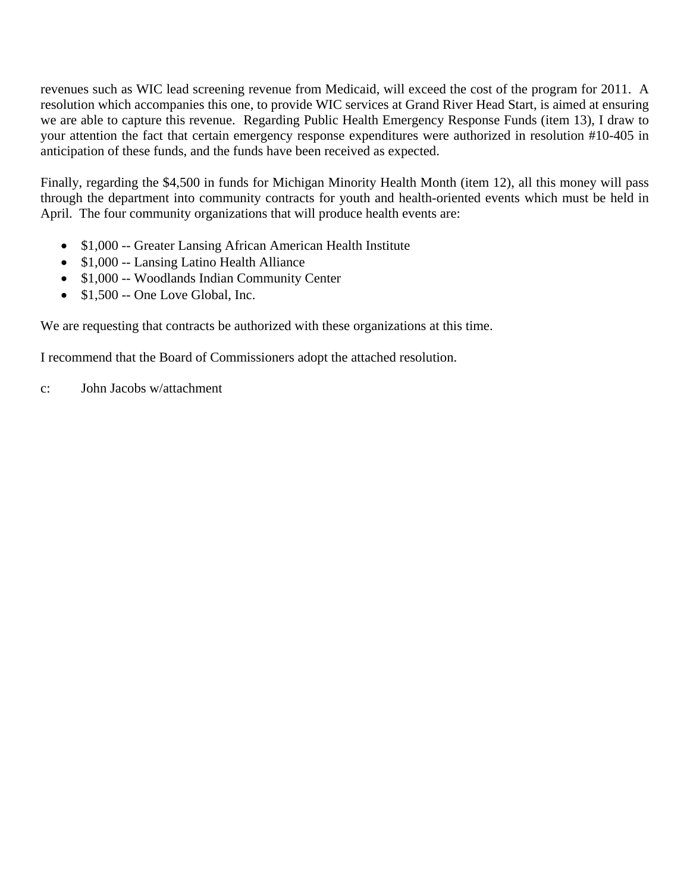revenues such as WIC lead screening revenue from Medicaid, will exceed the cost of the program for 2011. A resolution which accompanies this one, to provide WIC services at Grand River Head Start, is aimed at ensuring we are able to capture this revenue. Regarding Public Health Emergency Response Funds (item 13), I draw to your attention the fact that certain emergency response expenditures were authorized in resolution #10-405 in anticipation of these funds, and the funds have been received as expected.

Finally, regarding the $4,500 in funds for Michigan Minority Health Month (item 12), all this money will pass through the department into community contracts for youth and health-oriented events which must be held in April. The four community organizations that will produce health events are:

- $1,000 -- Greater Lansing African American Health Institute
- $1,000 -- Lansing Latino Health Alliance
- $1,000 -- Woodlands Indian Community Center
- $1,500 -- One Love Global, Inc.

We are requesting that contracts be authorized with these organizations at this time.

I recommend that the Board of Commissioners adopt the attached resolution.

c: John Jacobs w/attachment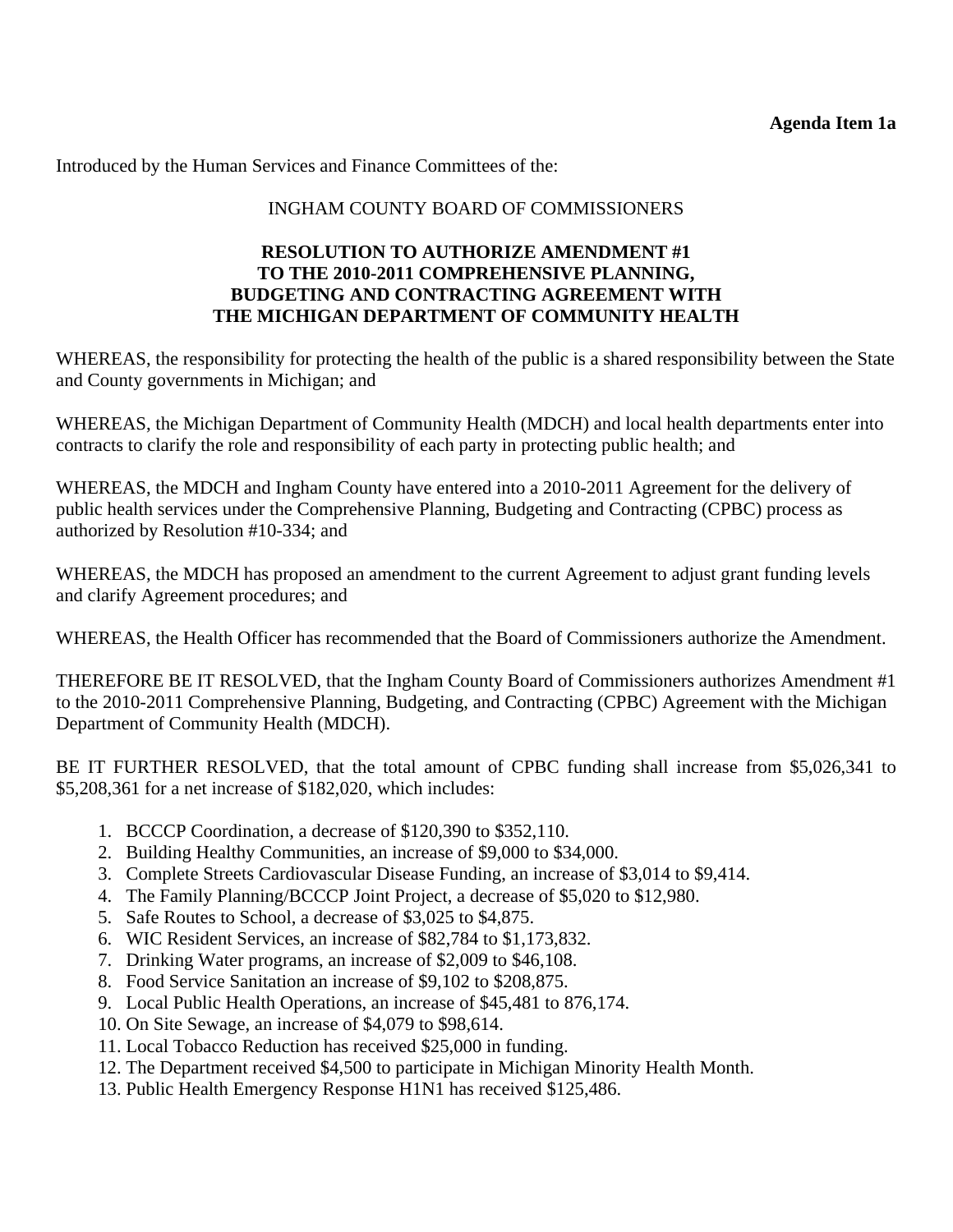**Agenda Item 1a**

Introduced by the Human Services and Finance Committees of the:

INGHAM COUNTY BOARD OF COMMISSIONERS

**RESOLUTION TO AUTHORIZE AMENDMENT #1 TO THE 2010-2011 COMPREHENSIVE PLANNING, BUDGETING AND CONTRACTING AGREEMENT WITH THE MICHIGAN DEPARTMENT OF COMMUNITY HEALTH**

WHEREAS, the responsibility for protecting the health of the public is a shared responsibility between the State and County governments in Michigan; and

WHEREAS, the Michigan Department of Community Health (MDCH) and local health departments enter into contracts to clarify the role and responsibility of each party in protecting public health; and

WHEREAS, the MDCH and Ingham County have entered into a 2010-2011 Agreement for the delivery of public health services under the Comprehensive Planning, Budgeting and Contracting (CPBC) process as authorized by Resolution #10-334; and

WHEREAS, the MDCH has proposed an amendment to the current Agreement to adjust grant funding levels and clarify Agreement procedures; and

WHEREAS, the Health Officer has recommended that the Board of Commissioners authorize the Amendment.

THEREFORE BE IT RESOLVED, that the Ingham County Board of Commissioners authorizes Amendment #1 to the 2010-2011 Comprehensive Planning, Budgeting, and Contracting (CPBC) Agreement with the Michigan Department of Community Health (MDCH).

BE IT FURTHER RESOLVED, that the total amount of CPBC funding shall increase from $5,026,341 to $5,208,361 for a net increase of $182,020, which includes:

1. BCCCP Coordination, a decrease of $120,390 to $352,110.
2. Building Healthy Communities, an increase of $9,000 to $34,000.
3. Complete Streets Cardiovascular Disease Funding, an increase of $3,014 to $9,414.
4. The Family Planning/BCCCP Joint Project, a decrease of $5,020 to $12,980.
5. Safe Routes to School, a decrease of $3,025 to $4,875.
6. WIC Resident Services, an increase of $82,784 to $1,173,832.
7. Drinking Water programs, an increase of $2,009 to $46,108.
8. Food Service Sanitation an increase of $9,102 to $208,875.
9. Local Public Health Operations, an increase of $45,481 to 876,174.
10. On Site Sewage, an increase of $4,079 to $98,614.
11. Local Tobacco Reduction has received $25,000 in funding.
12. The Department received $4,500 to participate in Michigan Minority Health Month.
13. Public Health Emergency Response H1N1 has received $125,486.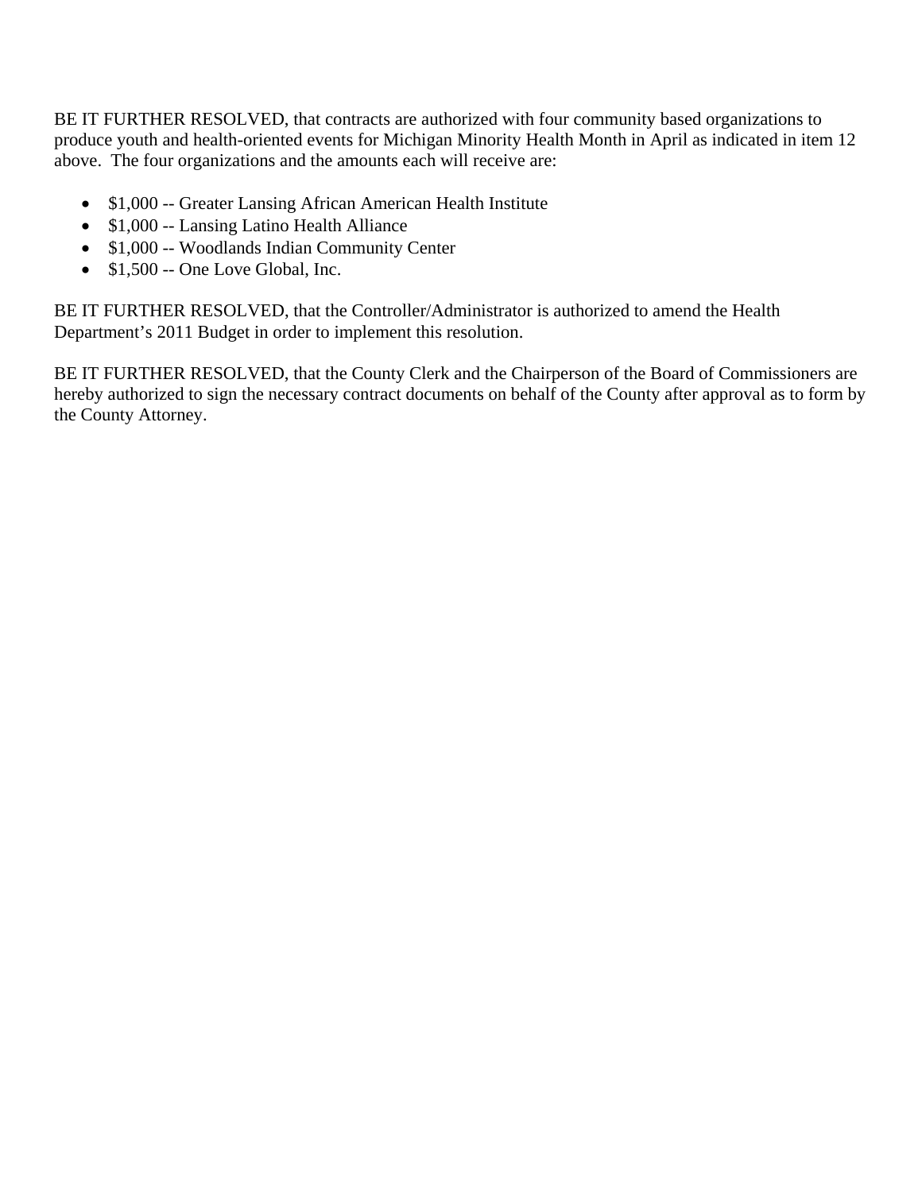BE IT FURTHER RESOLVED, that contracts are authorized with four community based organizations to produce youth and health-oriented events for Michigan Minority Health Month in April as indicated in item 12 above. The four organizations and the amounts each will receive are:

- $1,000 -- Greater Lansing African American Health Institute
- $1,000 -- Lansing Latino Health Alliance
- $1,000 -- Woodlands Indian Community Center
- $1,500 -- One Love Global, Inc.

BE IT FURTHER RESOLVED, that the Controller/Administrator is authorized to amend the Health Department's 2011 Budget in order to implement this resolution.

BE IT FURTHER RESOLVED, that the County Clerk and the Chairperson of the Board of Commissioners are hereby authorized to sign the necessary contract documents on behalf of the County after approval as to form by the County Attorney.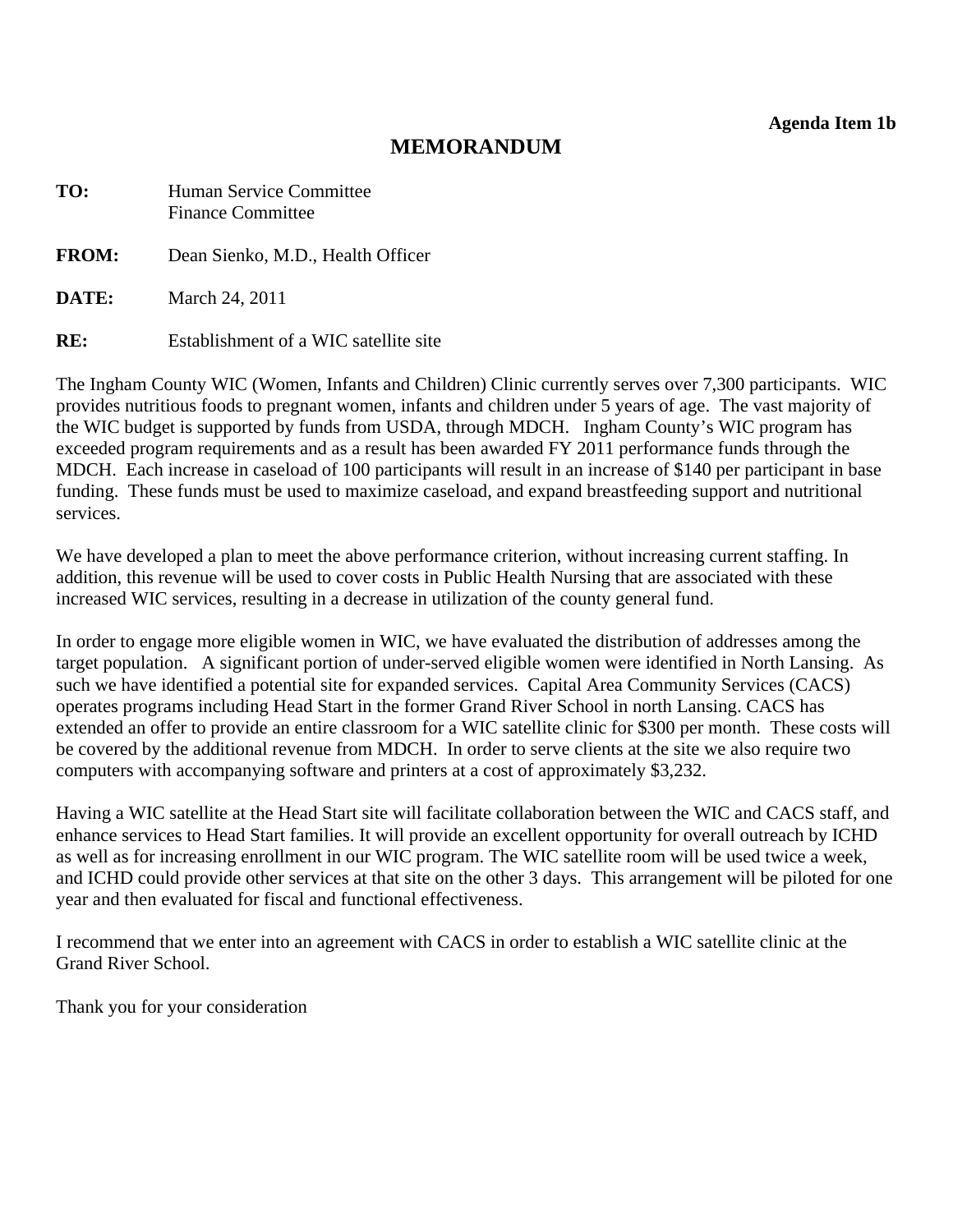**Agenda Item 1b**

# MEMORANDUM

**TO:** Human Service Committee
Finance Committee

**FROM:** Dean Sienko, M.D., Health Officer

**DATE:** March 24, 2011

**RE:** Establishment of a WIC satellite site

The Ingham County WIC (Women, Infants and Children) Clinic currently serves over 7,300 participants. WIC provides nutritious foods to pregnant women, infants and children under 5 years of age. The vast majority of the WIC budget is supported by funds from USDA, through MDCH. Ingham County's WIC program has exceeded program requirements and as a result has been awarded FY 2011 performance funds through the MDCH. Each increase in caseload of 100 participants will result in an increase of $140 per participant in base funding. These funds must be used to maximize caseload, and expand breastfeeding support and nutritional services.

We have developed a plan to meet the above performance criterion, without increasing current staffing. In addition, this revenue will be used to cover costs in Public Health Nursing that are associated with these increased WIC services, resulting in a decrease in utilization of the county general fund.

In order to engage more eligible women in WIC, we have evaluated the distribution of addresses among the target population. A significant portion of under-served eligible women were identified in North Lansing. As such we have identified a potential site for expanded services. Capital Area Community Services (CACS) operates programs including Head Start in the former Grand River School in north Lansing. CACS has extended an offer to provide an entire classroom for a WIC satellite clinic for $300 per month. These costs will be covered by the additional revenue from MDCH. In order to serve clients at the site we also require two computers with accompanying software and printers at a cost of approximately $3,232.

Having a WIC satellite at the Head Start site will facilitate collaboration between the WIC and CACS staff, and enhance services to Head Start families. It will provide an excellent opportunity for overall outreach by ICHD as well as for increasing enrollment in our WIC program. The WIC satellite room will be used twice a week, and ICHD could provide other services at that site on the other 3 days. This arrangement will be piloted for one year and then evaluated for fiscal and functional effectiveness.

I recommend that we enter into an agreement with CACS in order to establish a WIC satellite clinic at the Grand River School.

Thank you for your consideration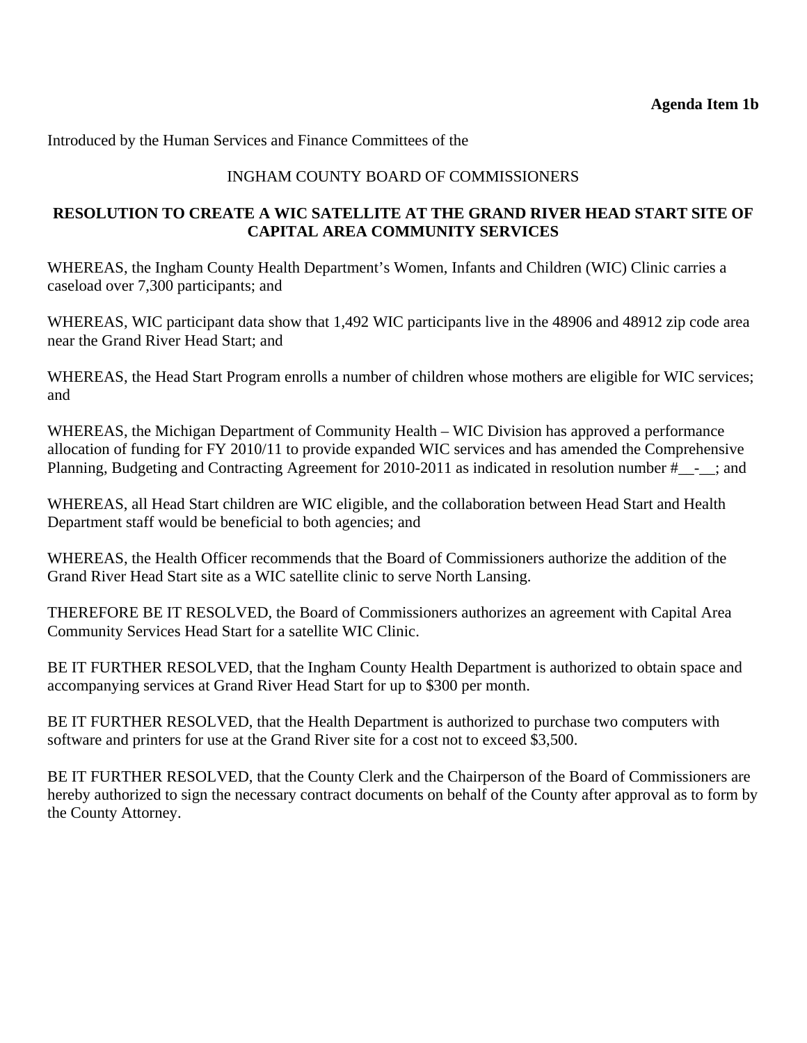**Agenda Item 1b**

Introduced by the Human Services and Finance Committees of the

INGHAM COUNTY BOARD OF COMMISSIONERS

**RESOLUTION TO CREATE A WIC SATELLITE AT THE GRAND RIVER HEAD START SITE OF CAPITAL AREA COMMUNITY SERVICES**

WHEREAS, the Ingham County Health Department's Women, Infants and Children (WIC) Clinic carries a caseload over 7,300 participants; and

WHEREAS, WIC participant data show that 1,492 WIC participants live in the 48906 and 48912 zip code area near the Grand River Head Start; and

WHEREAS, the Head Start Program enrolls a number of children whose mothers are eligible for WIC services; and

WHEREAS, the Michigan Department of Community Health – WIC Division has approved a performance allocation of funding for FY 2010/11 to provide expanded WIC services and has amended the Comprehensive Planning, Budgeting and Contracting Agreement for 2010-2011 as indicated in resolution number #__-__; and

WHEREAS, all Head Start children are WIC eligible, and the collaboration between Head Start and Health Department staff would be beneficial to both agencies; and

WHEREAS, the Health Officer recommends that the Board of Commissioners authorize the addition of the Grand River Head Start site as a WIC satellite clinic to serve North Lansing.

THEREFORE BE IT RESOLVED, the Board of Commissioners authorizes an agreement with Capital Area Community Services Head Start for a satellite WIC Clinic.

BE IT FURTHER RESOLVED, that the Ingham County Health Department is authorized to obtain space and accompanying services at Grand River Head Start for up to $300 per month.

BE IT FURTHER RESOLVED, that the Health Department is authorized to purchase two computers with software and printers for use at the Grand River site for a cost not to exceed $3,500.

BE IT FURTHER RESOLVED, that the County Clerk and the Chairperson of the Board of Commissioners are hereby authorized to sign the necessary contract documents on behalf of the County after approval as to form by the County Attorney.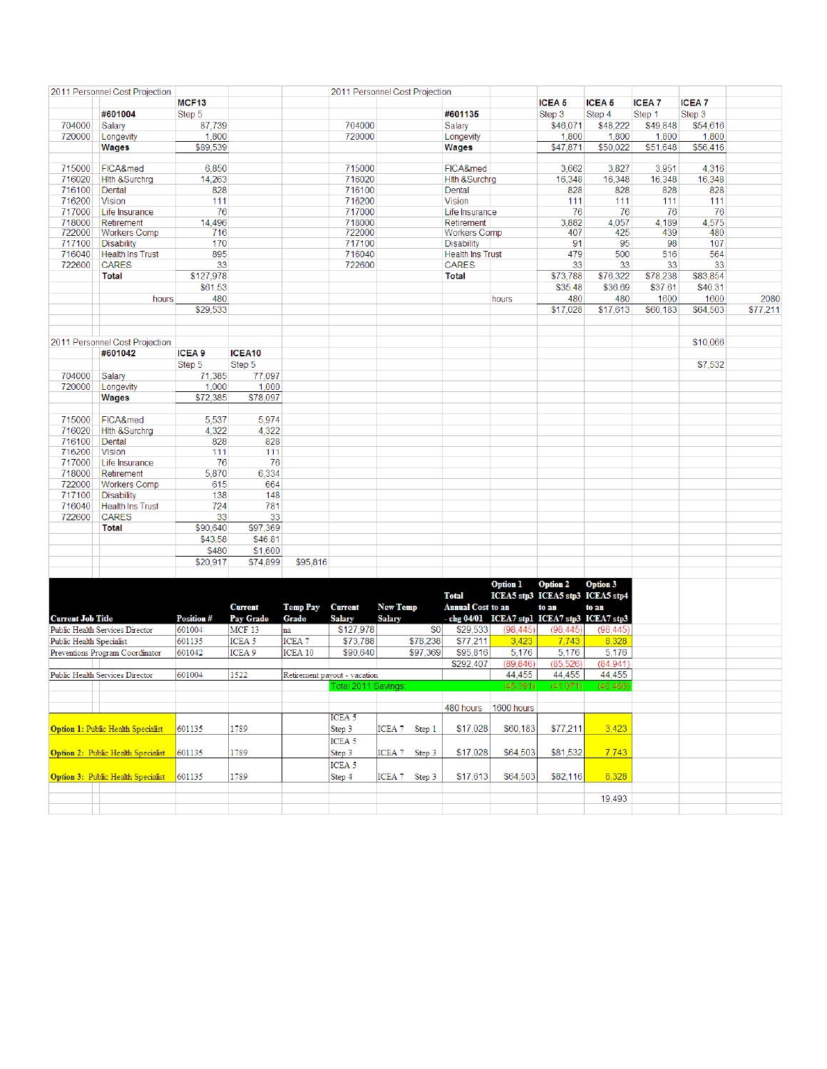## 2011 Personnel Cost Projection

| | #601004 | MCF13 Step 5 |
|---|---|---|
| 704000 | Salary | 87,739 |
| 720000 | Longevity | 1,800 |
| | **Wages** | $89,539 |
| 715000 | FICA&med | 6,850 |
| 716020 | Hlth &Surchrg | 14,263 |
| 716100 | Dental | 828 |
| 716200 | Vision | 111 |
| 717000 | Life Insurance | 76 |
| 718000 | Retirement | 14,496 |
| 722000 | Workers Comp | 716 |
| 717100 | Disability | 170 |
| 716040 | Health Ins Trust | 895 |
| 722600 | CARES | 33 |
| | **Total** | $127,978 |
| | | $61.53 |
| | hours | 480 |
| | | $29,533 |

## 2011 Personnel Cost Projection

| | #601135 | ICEA 5 Step 3 | ICEA 5 Step 4 | ICEA 7 Step 1 | ICEA 7 Step 3 | |
|---|---|---|---|---|---|---|
| 704000 | Salary | $46,071 | $48,222 | $49,848 | $54,616 | |
| 720000 | Longevity | 1,800 | 1,800 | 1,800 | 1,800 | |
| | **Wages** | $47,871 | $50,022 | $51,648 | $56,416 | |
| 715000 | FICA&med | 3,662 | 3,827 | 3,951 | 4,316 | |
| 716020 | Hlth &Surchrg | 16,348 | 16,348 | 16,348 | 16,348 | |
| 716100 | Dental | 828 | 828 | 828 | 828 | |
| 716200 | Vision | 111 | 111 | 111 | 111 | |
| 717000 | Life Insurance | 76 | 76 | 76 | 76 | |
| 718000 | Retirement | 3,882 | 4,057 | 4,189 | 4,575 | |
| 722000 | Workers Comp | 407 | 425 | 439 | 480 | |
| 717100 | Disability | 91 | 95 | 98 | 107 | |
| 716040 | Health Ins Trust | 479 | 500 | 516 | 564 | |
| 722600 | CARES | 33 | 33 | 33 | 33 | |
| | **Total** | $73,788 | $76,322 | $78,238 | $83,854 | |
| | | $35.48 | $36.69 | $37.61 | $40.31 | |
| | hours | 480 | 480 | 1600 | 1600 | 2080 |
| | | $17,028 | $17,613 | $60,183 | $64,503 | $77,211 |
| | | | | | $10,066 | |
| | | | | | $7,532 | |

## 2011 Personnel Cost Projection

| | #601042 | ICEA 9 Step 5 | ICEA10 Step 5 | |
|---|---|---|---|---|
| 704000 | Salary | 71,385 | 77,097 | |
| 720000 | Longevity | 1,000 | 1,000 | |
| | **Wages** | $72,385 | $78,097 | |
| 715000 | FICA&med | 5,537 | 5,974 | |
| 716020 | Hlth &Surchrg | 4,322 | 4,322 | |
| 716100 | Dental | 828 | 828 | |
| 716200 | Vision | 111 | 111 | |
| 717000 | Life Insurance | 76 | 76 | |
| 718000 | Retirement | 5,870 | 6,334 | |
| 722000 | Workers Comp | 615 | 664 | |
| 717100 | Disability | 138 | 148 | |
| 716040 | Health Ins Trust | 724 | 781 | |
| 722600 | CARES | 33 | 33 | |
| | **Total** | $90,640 | $97,369 | |
| | | $43.58 | $46.81 | |
| | | $480 | $1,600 | |
| | | $20,917 | $74,899 | $95,816 |

| Current Job Title | Position # | Current Pay Grade | Temp Pay Grade | Current Salary | New Temp Salary | Total Annual Cost - chg 04/01 | Option 1 ICEA5 stp3 to an ICEA7 stp1 | Option 2 ICEA5 stp3 to an ICEA7 stp3 | Option 3 ICEA5 stp4 to an ICEA7 stp3 |
|---|---|---|---|---|---|---|---|---|---|
| Public Health Services Director | 601004 | MCF 13 | na | $127,978 | $0 | $29,533 | (98,445) | (98,445) | (98,445) |
| Public Health Specialist | 601135 | ICEA 5 | ICEA 7 | $73,788 | $78,238 | $77,211 | 3,423 | 7,743 | 8,328 |
| Preventions Program Coordinator | 601042 | ICEA 9 | ICEA 10 | $90,640 | $97,369 | $95,816 | 5,176 | 5,176 | 5,176 |
| | | | | | | $292,407 | (89,846) | (85,526) | (84,941) |
| Public Health Services Director | 601004 | 1522 | Retirement payout - vacation | | | | 44,455 | 44,455 | 44,455 |
| | | | | Total 2011 Savings | | | (45,391) | (41,071) | (40,486) |

| | | | | | | 480 hours | 1600 hours | | |
|---|---|---|---|---|---|---|---|---|---|
| **Option 1:** Public Health Specialist | 601135 | 1789 | | ICEA 5 Step 3 | ICEA 7 Step 1 | $17,028 | $60,183 | $77,211 | 3,423 |
| **Option 2:** Public Health Specialist | 601135 | 1789 | | ICEA 5 Step 3 | ICEA 7 Step 3 | $17,028 | $64,503 | $81,532 | 7,743 |
| **Option 3:** Public Health Specialist | 601135 | 1789 | | ICEA 5 Step 4 | ICEA 7 Step 3 | $17,613 | $64,503 | $82,116 | 8,328 |
| | | | | | | | | | 19,493 |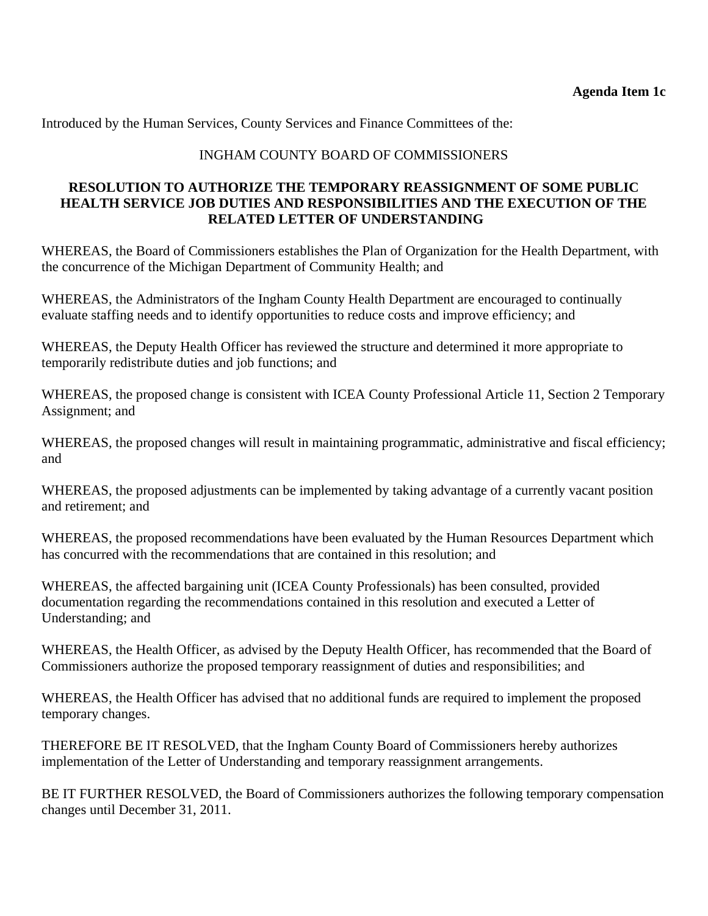**Agenda Item 1c**

Introduced by the Human Services, County Services and Finance Committees of the:

INGHAM COUNTY BOARD OF COMMISSIONERS

**RESOLUTION TO AUTHORIZE THE TEMPORARY REASSIGNMENT OF SOME PUBLIC HEALTH SERVICE JOB DUTIES AND RESPONSIBILITIES AND THE EXECUTION OF THE RELATED LETTER OF UNDERSTANDING**

WHEREAS, the Board of Commissioners establishes the Plan of Organization for the Health Department, with the concurrence of the Michigan Department of Community Health; and

WHEREAS, the Administrators of the Ingham County Health Department are encouraged to continually evaluate staffing needs and to identify opportunities to reduce costs and improve efficiency; and

WHEREAS, the Deputy Health Officer has reviewed the structure and determined it more appropriate to temporarily redistribute duties and job functions; and

WHEREAS, the proposed change is consistent with ICEA County Professional Article 11, Section 2 Temporary Assignment; and

WHEREAS, the proposed changes will result in maintaining programmatic, administrative and fiscal efficiency; and

WHEREAS, the proposed adjustments can be implemented by taking advantage of a currently vacant position and retirement; and

WHEREAS, the proposed recommendations have been evaluated by the Human Resources Department which has concurred with the recommendations that are contained in this resolution; and

WHEREAS, the affected bargaining unit (ICEA County Professionals) has been consulted, provided documentation regarding the recommendations contained in this resolution and executed a Letter of Understanding; and

WHEREAS, the Health Officer, as advised by the Deputy Health Officer, has recommended that the Board of Commissioners authorize the proposed temporary reassignment of duties and responsibilities; and

WHEREAS, the Health Officer has advised that no additional funds are required to implement the proposed temporary changes.

THEREFORE BE IT RESOLVED, that the Ingham County Board of Commissioners hereby authorizes implementation of the Letter of Understanding and temporary reassignment arrangements.

BE IT FURTHER RESOLVED, the Board of Commissioners authorizes the following temporary compensation changes until December 31, 2011.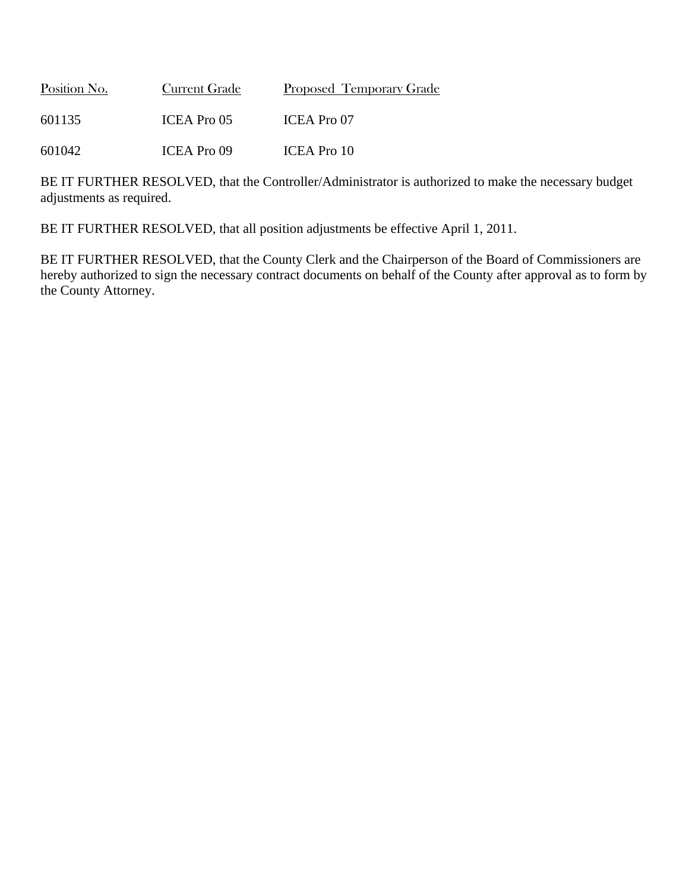| Position No. | Current Grade | Proposed Temporary Grade |
|---|---|---|
| 601135 | ICEA Pro 05 | ICEA Pro 07 |
| 601042 | ICEA Pro 09 | ICEA Pro 10 |

BE IT FURTHER RESOLVED, that the Controller/Administrator is authorized to make the necessary budget adjustments as required.

BE IT FURTHER RESOLVED, that all position adjustments be effective April 1, 2011.

BE IT FURTHER RESOLVED, that the County Clerk and the Chairperson of the Board of Commissioners are hereby authorized to sign the necessary contract documents on behalf of the County after approval as to form by the County Attorney.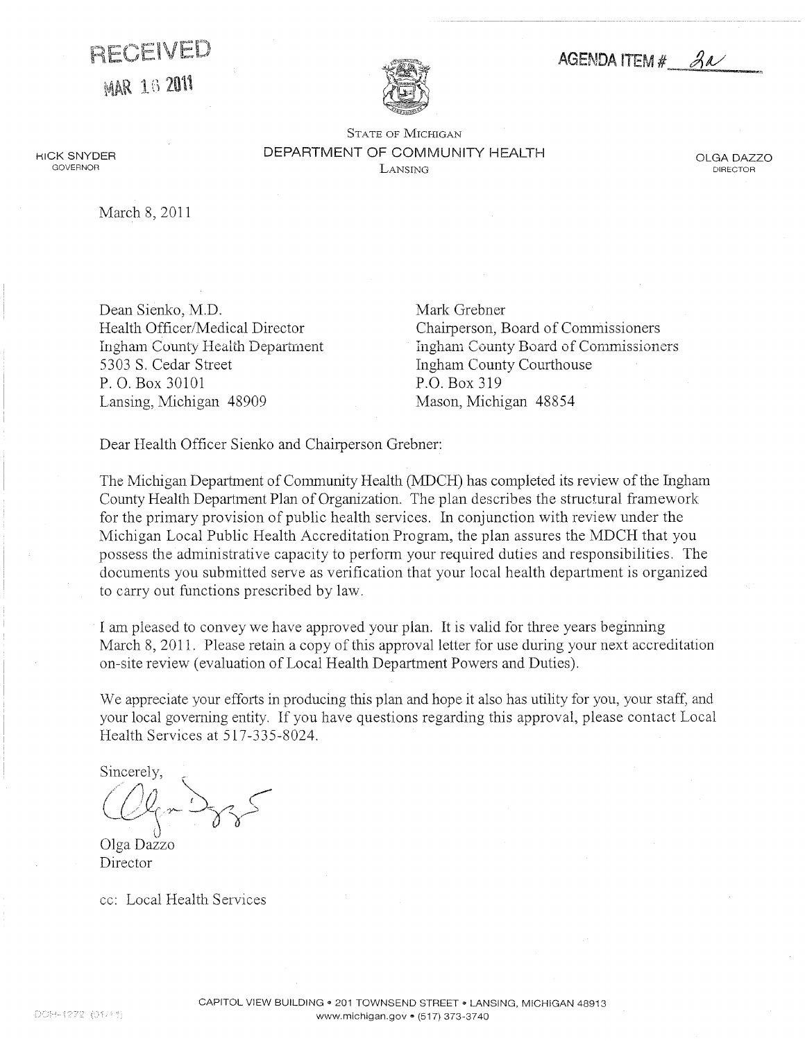RECEIVED

MAR 16 2011

AGENDA ITEM # 3a

STATE OF MICHIGAN

DEPARTMENT OF COMMUNITY HEALTH

LANSING

RICK SNYDER
GOVERNOR

OLGA DAZZO
DIRECTOR

March 8, 2011

Dean Sienko, M.D.
Health Officer/Medical Director
Ingham County Health Department
5303 S. Cedar Street
P. O. Box 30101
Lansing, Michigan 48909

Mark Grebner
Chairperson, Board of Commissioners
Ingham County Board of Commissioners
Ingham County Courthouse
P.O. Box 319
Mason, Michigan 48854

Dear Health Officer Sienko and Chairperson Grebner:

The Michigan Department of Community Health (MDCH) has completed its review of the Ingham County Health Department Plan of Organization. The plan describes the structural framework for the primary provision of public health services. In conjunction with review under the Michigan Local Public Health Accreditation Program, the plan assures the MDCH that you possess the administrative capacity to perform your required duties and responsibilities. The documents you submitted serve as verification that your local health department is organized to carry out functions prescribed by law.

I am pleased to convey we have approved your plan. It is valid for three years beginning March 8, 2011. Please retain a copy of this approval letter for use during your next accreditation on-site review (evaluation of Local Health Department Powers and Duties).

We appreciate your efforts in producing this plan and hope it also has utility for you, your staff, and your local governing entity. If you have questions regarding this approval, please contact Local Health Services at 517-335-8024.

Sincerely,

Olga Dazzo
Director

cc: Local Health Services

CAPITOL VIEW BUILDING • 201 TOWNSEND STREET • LANSING, MICHIGAN 48913
www.michigan.gov • (517) 373-3740

DCH-1272 (01/11)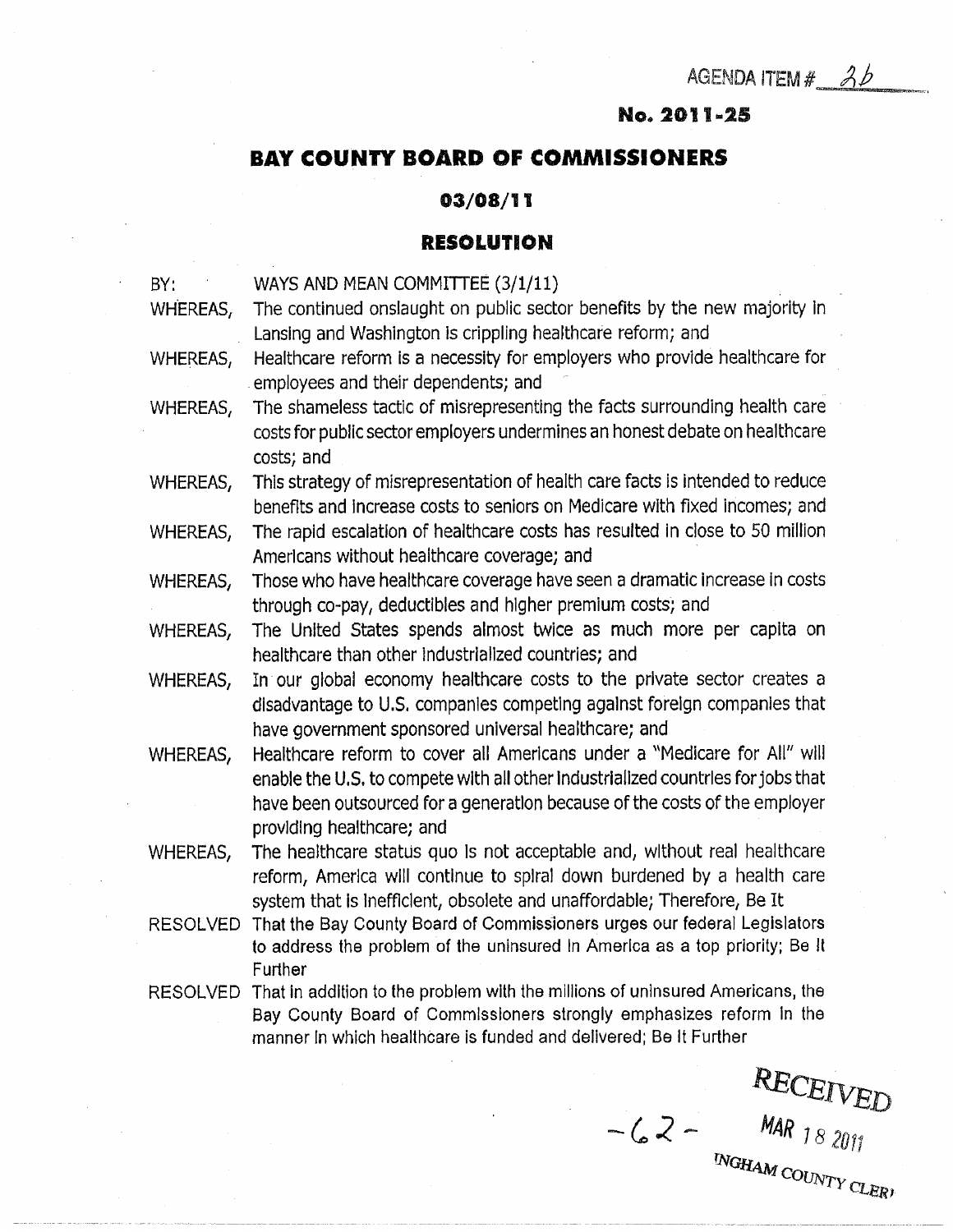AGENDA ITEM # 2b

**No. 2011-25**

## BAY COUNTY BOARD OF COMMISSIONERS

**03/08/11**

## RESOLUTION

BY: WAYS AND MEAN COMMITTEE (3/1/11)

WHEREAS, The continued onslaught on public sector benefits by the new majority in Lansing and Washington is crippling healthcare reform; and

WHEREAS, Healthcare reform is a necessity for employers who provide healthcare for employees and their dependents; and

WHEREAS, The shameless tactic of misrepresenting the facts surrounding health care costs for public sector employers undermines an honest debate on healthcare costs; and

WHEREAS, This strategy of misrepresentation of health care facts is intended to reduce benefits and increase costs to seniors on Medicare with fixed incomes; and

WHEREAS, The rapid escalation of healthcare costs has resulted in close to 50 million Americans without healthcare coverage; and

WHEREAS, Those who have healthcare coverage have seen a dramatic increase in costs through co-pay, deductibles and higher premium costs; and

WHEREAS, The United States spends almost twice as much more per capita on healthcare than other industrialized countries; and

WHEREAS, In our global economy healthcare costs to the private sector creates a disadvantage to U.S. companies competing against foreign companies that have government sponsored universal healthcare; and

WHEREAS, Healthcare reform to cover all Americans under a "Medicare for All" will enable the U.S. to compete with all other industrialized countries for jobs that have been outsourced for a generation because of the costs of the employer providing healthcare; and

WHEREAS, The healthcare status quo is not acceptable and, without real healthcare reform, America will continue to spiral down burdened by a health care system that is inefficient, obsolete and unaffordable; Therefore, Be It

RESOLVED That the Bay County Board of Commissioners urges our federal Legislators to address the problem of the uninsured in America as a top priority; Be It Further

RESOLVED That in addition to the problem with the millions of uninsured Americans, the Bay County Board of Commissioners strongly emphasizes reform in the manner in which healthcare is funded and delivered; Be It Further

RECEIVED
MAR 18 2011
INGHAM COUNTY CLERK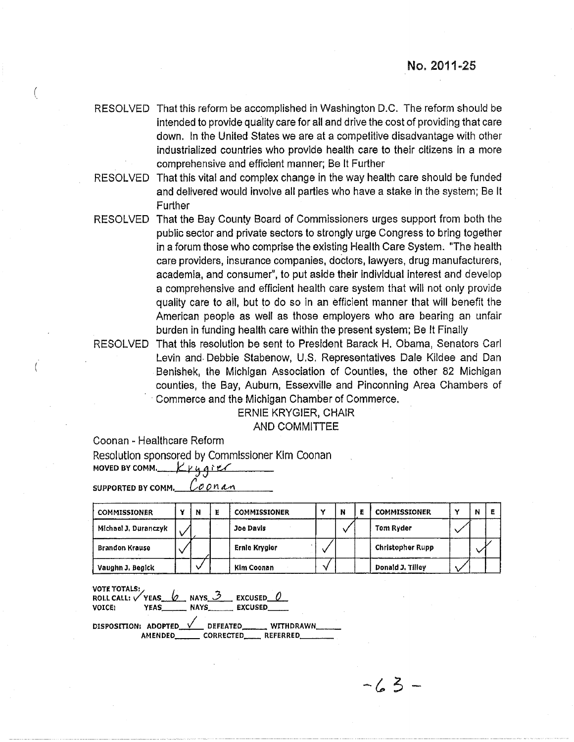No. 2011-25

RESOLVED That this reform be accomplished in Washington D.C. The reform should be intended to provide quality care for all and drive the cost of providing that care down. In the United States we are at a competitive disadvantage with other industrialized countries who provide health care to their citizens in a more comprehensive and efficient manner; Be It Further

RESOLVED That this vital and complex change in the way health care should be funded and delivered would involve all parties who have a stake in the system; Be It Further

RESOLVED That the Bay County Board of Commissioners urges support from both the public sector and private sectors to strongly urge Congress to bring together in a forum those who comprise the existing Health Care System. "The health care providers, insurance companies, doctors, lawyers, drug manufacturers, academia, and consumer", to put aside their individual interest and develop a comprehensive and efficient health care system that will not only provide quality care to all, but to do so in an efficient manner that will benefit the American people as well as those employers who are bearing an unfair burden in funding health care within the present system; Be It Finally

RESOLVED That this resolution be sent to President Barack H. Obama, Senators Carl Levin and Debbie Stabenow, U.S. Representatives Dale Kildee and Dan Benishek, the Michigan Association of Counties, the other 82 Michigan counties, the Bay, Auburn, Essexville and Pinconning Area Chambers of Commerce and the Michigan Chamber of Commerce.

ERNIE KRYGIER, CHAIR
AND COMMITTEE

Coonan - Healthcare Reform

Resolution sponsored by Commissioner Kim Coonan

MOVED BY COMM. Krygier

SUPPORTED BY COMM. Coonan

| COMMISSIONER | Y | N | E | COMMISSIONER | Y | N | E | COMMISSIONER | Y | N | E |
|---|---|---|---|---|---|---|---|---|---|---|---|
| Michael J. Duranczyk | ✓ | | | Joe Davis | | ✓ | | Tom Ryder | ✓ | | |
| Brandon Krause | ✓ | | | Ernie Krygier | ✓ | | | Christopher Rupp | | ✓ | |
| Vaughn J. Begick | | ✓ | | Kim Coonan | ✓ | | | Donald J. Tilley | ✓ | | |

VOTE TOTALS:
ROLL CALL: ✓ YEAS 6 NAYS 3 EXCUSED 0
VOICE: YEAS____ NAYS____ EXCUSED____

DISPOSITION: ADOPTED ✓ DEFEATED____ WITHDRAWN____
AMENDED____ CORRECTED____ REFERRED____